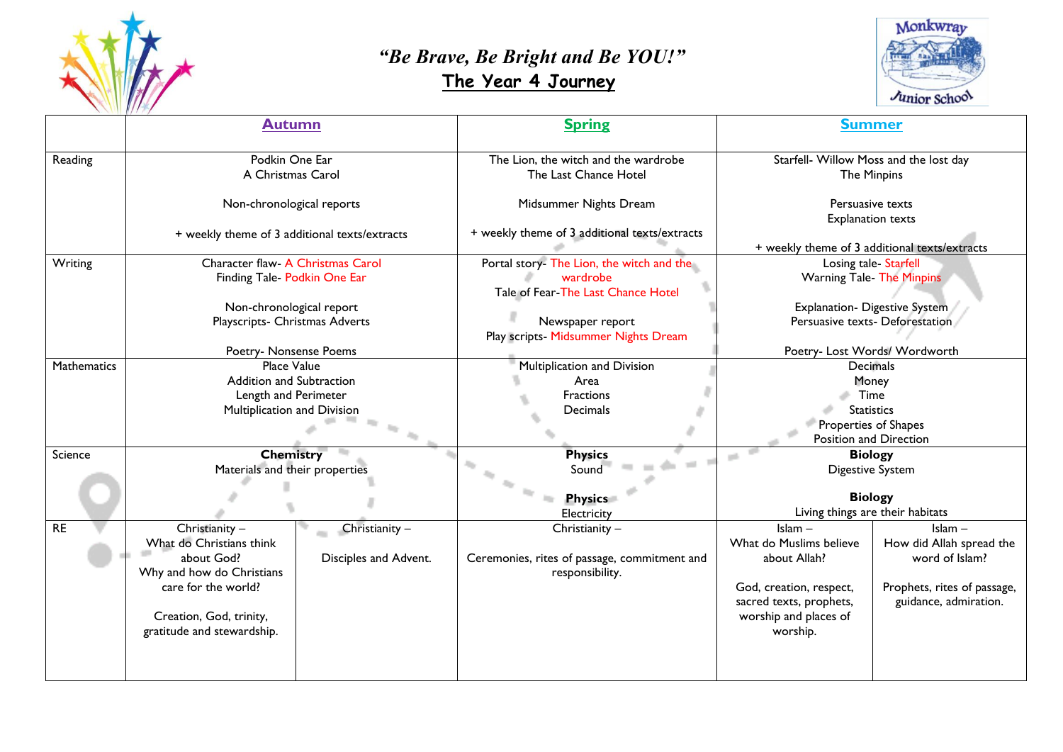# *"Be Brave, Be Bright and Be YOU!"*

## The Year 4 Journey

Monkwray Junior School

| | Autumn | | Spring | Summer | |
|---|---|---|---|---|---|
| Reading | Podkin One Ear<br>A Christmas Carol<br><br>Non-chronological reports<br><br>+ weekly theme of 3 additional texts/extracts | | The Lion, the witch and the wardrobe<br>The Last Chance Hotel<br><br>Midsummer Nights Dream<br><br>+ weekly theme of 3 additional texts/extracts | Starfell- Willow Moss and the lost day<br>The Minpins<br><br>Persuasive texts<br>Explanation texts<br><br>+ weekly theme of 3 additional texts/extracts | |
| Writing | Character flaw- A Christmas Carol<br>Finding Tale- Podkin One Ear<br><br>Non-chronological report<br>Playscripts- Christmas Adverts<br><br>Poetry- Nonsense Poems | | Portal story- The Lion, the witch and the wardrobe<br>Tale of Fear-The Last Chance Hotel<br><br>Newspaper report<br>Play scripts- Midsummer Nights Dream | Losing tale- Starfell<br>Warning Tale- The Minpins<br><br>Explanation- Digestive System<br>Persuasive texts- Deforestation<br><br>Poetry- Lost Words/ Wordworth | |
| Mathematics | Place Value<br>Addition and Subtraction<br>Length and Perimeter<br>Multiplication and Division | | Multiplication and Division<br>Area<br>Fractions<br>Decimals | Decimals<br>Money<br>Time<br>Statistics<br>Properties of Shapes<br>Position and Direction | |
| Science | **Chemistry**<br>Materials and their properties | | **Physics**<br>Sound<br><br>**Physics**<br>Electricity | **Biology**<br>Digestive System<br><br>**Biology**<br>Living things are their habitats | |
| RE | Christianity –<br>What do Christians think about God?<br>Why and how do Christians care for the world?<br><br>Creation, God, trinity, gratitude and stewardship. | Christianity –<br><br>Disciples and Advent. | Christianity –<br><br>Ceremonies, rites of passage, commitment and responsibility. | Islam –<br>What do Muslims believe about Allah?<br><br>God, creation, respect, sacred texts, prophets, worship and places of worship. | Islam –<br>How did Allah spread the word of Islam?<br><br>Prophets, rites of passage, guidance, admiration. |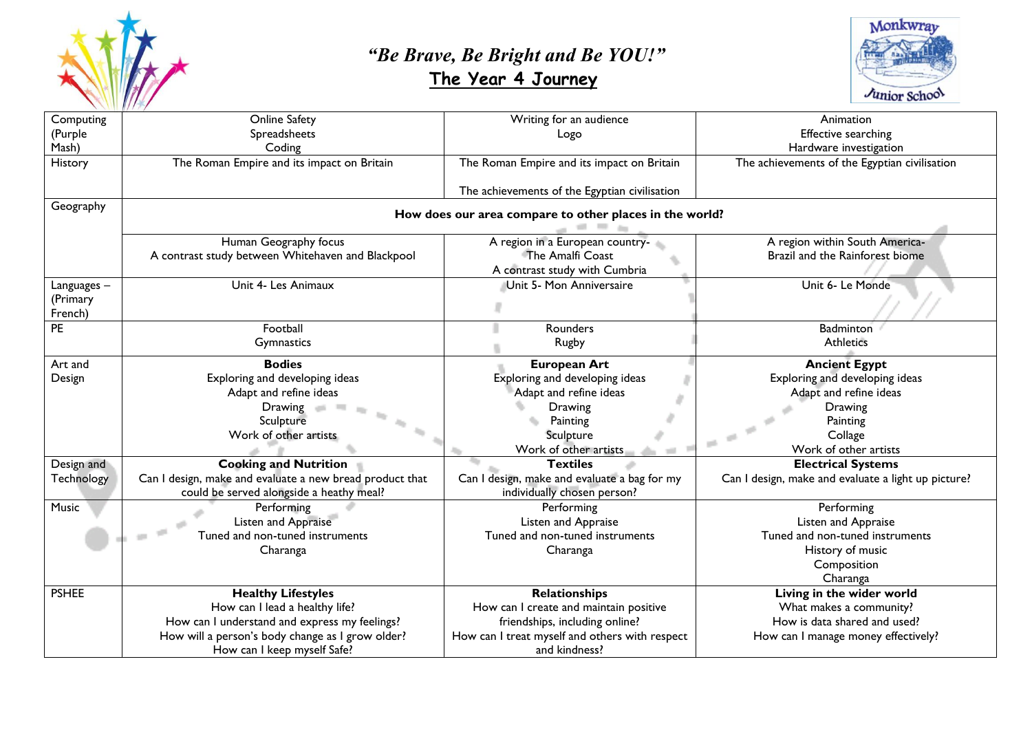# *"Be Brave, Be Bright and Be YOU!"*

## The Year 4 Journey

| | | | |
|---|---|---|---|
| Computing (Purple Mash) | Online Safety<br>Spreadsheets<br>Coding | Writing for an audience<br>Logo | Animation<br>Effective searching<br>Hardware investigation |
| History | The Roman Empire and its impact on Britain | The Roman Empire and its impact on Britain<br><br>The achievements of the Egyptian civilisation | The achievements of the Egyptian civilisation |
| Geography | **How does our area compare to other places in the world?** | | |
| | Human Geography focus<br>A contrast study between Whitehaven and Blackpool | A region in a European country-<br>The Amalfi Coast<br>A contrast study with Cumbria | A region within South America-<br>Brazil and the Rainforest biome |
| Languages – (Primary French) | Unit 4- Les Animaux | Unit 5- Mon Anniversaire | Unit 6- Le Monde |
| PE | Football<br>Gymnastics | Rounders<br>Rugby | Badminton<br>Athletics |
| Art and Design | **Bodies**<br>Exploring and developing ideas<br>Adapt and refine ideas<br>Drawing<br>Sculpture<br>Work of other artists | **European Art**<br>Exploring and developing ideas<br>Adapt and refine ideas<br>Drawing<br>Painting<br>Sculpture<br>Work of other artists | **Ancient Egypt**<br>Exploring and developing ideas<br>Adapt and refine ideas<br>Drawing<br>Painting<br>Collage<br>Work of other artists |
| Design and Technology | **Cooking and Nutrition**<br>Can I design, make and evaluate a new bread product that could be served alongside a heathy meal? | **Textiles**<br>Can I design, make and evaluate a bag for my individually chosen person? | **Electrical Systems**<br>Can I design, make and evaluate a light up picture? |
| Music | Performing<br>Listen and Appraise<br>Tuned and non-tuned instruments<br>Charanga | Performing<br>Listen and Appraise<br>Tuned and non-tuned instruments<br>Charanga | Performing<br>Listen and Appraise<br>Tuned and non-tuned instruments<br>History of music<br>Composition<br>Charanga |
| PSHEE | **Healthy Lifestyles**<br>How can I lead a healthy life?<br>How can I understand and express my feelings?<br>How will a person's body change as I grow older?<br>How can I keep myself Safe? | **Relationships**<br>How can I create and maintain positive friendships, including online?<br>How can I treat myself and others with respect and kindness? | **Living in the wider world**<br>What makes a community?<br>How is data shared and used?<br>How can I manage money effectively? |